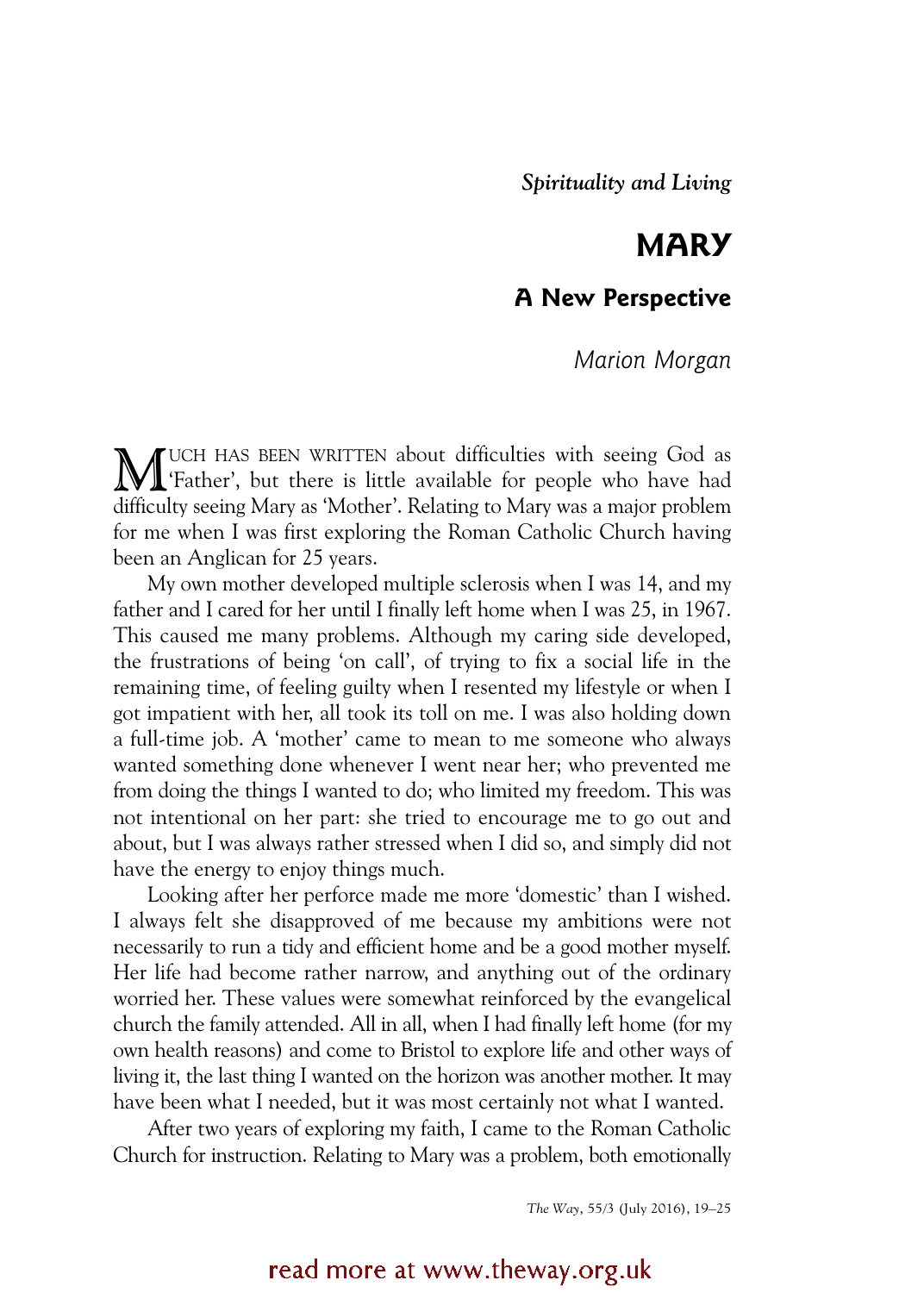*Spirituality and Living*

# MARY

## A New Perspective

*Marion Morgan*

MUCH HAS BEEN WRITTEN about difficulties with seeing God as 'Father', but there is little available for people who have had difficulty seeing Mary as 'Mother'. Relating to Mary was a major problem for me when I was first exploring the Roman Catholic Church having been an Anglican for 25 years.

My own mother developed multiple sclerosis when I was 14, and my father and I cared for her until I finally left home when I was 25, in 1967. This caused me many problems. Although my caring side developed, the frustrations of being 'on call', of trying to fix a social life in the remaining time, of feeling guilty when I resented my lifestyle or when I got impatient with her, all took its toll on me. I was also holding down a full-time job. A 'mother' came to mean to me someone who always wanted something done whenever I went near her; who prevented me from doing the things I wanted to do; who limited my freedom. This was not intentional on her part: she tried to encourage me to go out and about, but I was always rather stressed when I did so, and simply did not have the energy to enjoy things much.

Looking after her perforce made me more 'domestic' than I wished. I always felt she disapproved of me because my ambitions were not necessarily to run a tidy and efficient home and be a good mother myself. Her life had become rather narrow, and anything out of the ordinary worried her. These values were somewhat reinforced by the evangelical church the family attended. All in all, when I had finally left home (for my own health reasons) and come to Bristol to explore life and other ways of living it, the last thing I wanted on the horizon was another mother. It may have been what I needed, but it was most certainly not what I wanted.

After two years of exploring my faith, I came to the Roman Catholic Church for instruction. Relating to Mary was a problem, both emotionally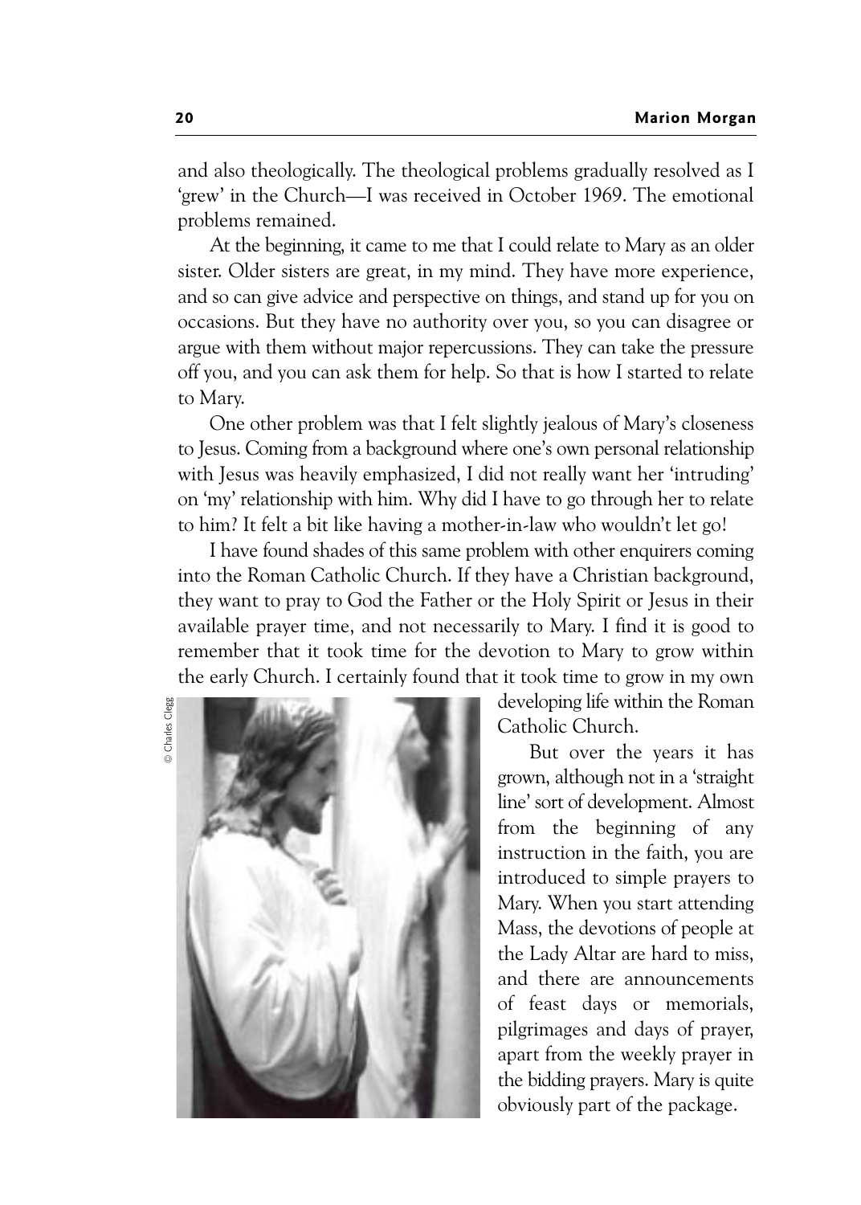and also theologically. The theological problems gradually resolved as I 'grew' in the Church—I was received in October 1969. The emotional problems remained.

At the beginning, it came to me that I could relate to Mary as an older sister. Older sisters are great, in my mind. They have more experience, and so can give advice and perspective on things, and stand up for you on occasions. But they have no authority over you, so you can disagree or argue with them without major repercussions. They can take the pressure off you, and you can ask them for help. So that is how I started to relate to Mary.

One other problem was that I felt slightly jealous of Mary's closeness to Jesus. Coming from a background where one's own personal relationship with Jesus was heavily emphasized, I did not really want her 'intruding' on 'my' relationship with him. Why did I have to go through her to relate to him? It felt a bit like having a mother-in-law who wouldn't let go!

I have found shades of this same problem with other enquirers coming into the Roman Catholic Church. If they have a Christian background, they want to pray to God the Father or the Holy Spirit or Jesus in their available prayer time, and not necessarily to Mary. I find it is good to remember that it took time for the devotion to Mary to grow within the early Church. I certainly found that it took time to grow in my own developing life within the Roman Catholic Church.

© Charles Clegg

But over the years it has grown, although not in a 'straight line' sort of development. Almost from the beginning of any instruction in the faith, you are introduced to simple prayers to Mary. When you start attending Mass, the devotions of people at the Lady Altar are hard to miss, and there are announcements of feast days or memorials, pilgrimages and days of prayer, apart from the weekly prayer in the bidding prayers. Mary is quite obviously part of the package.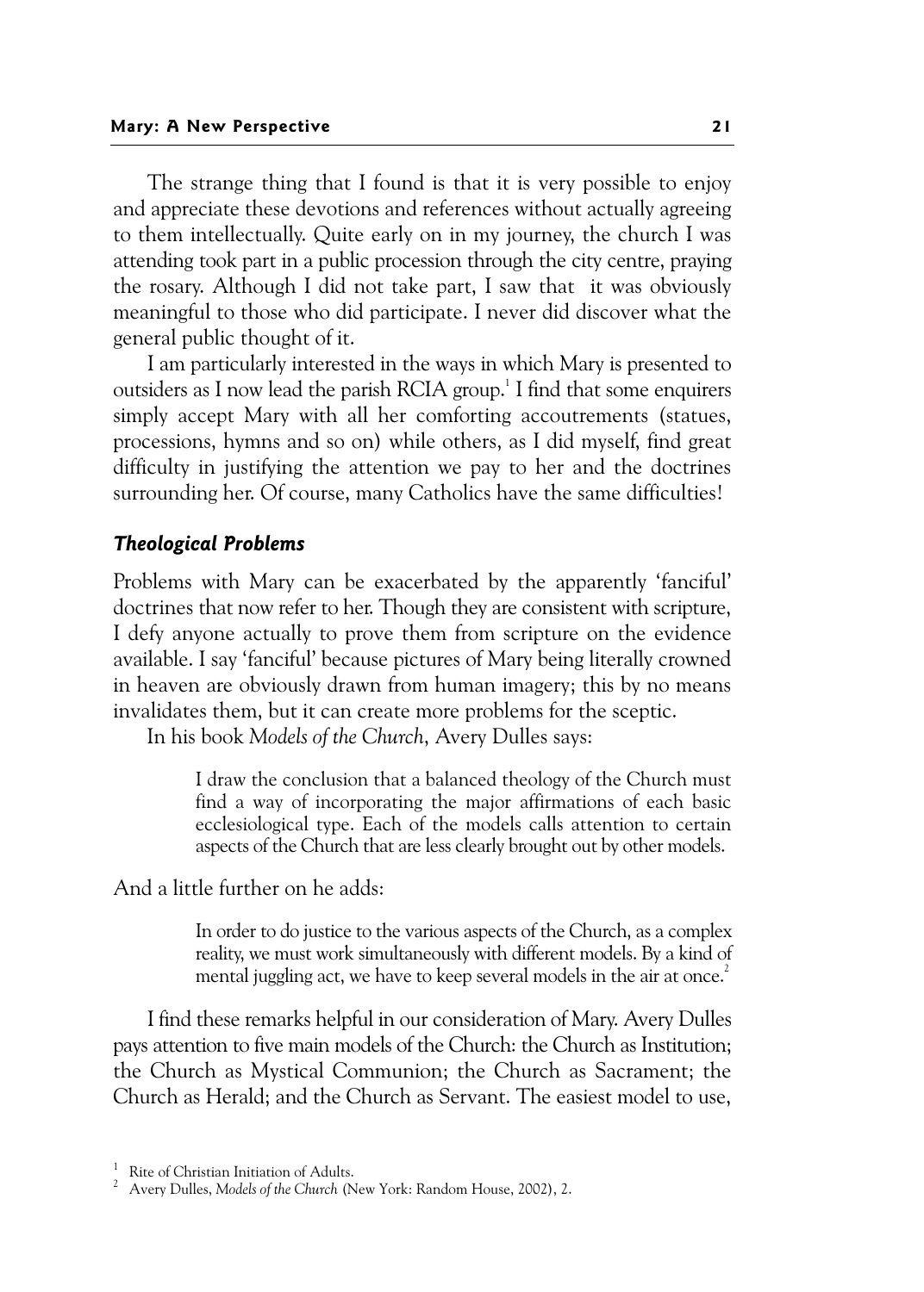The strange thing that I found is that it is very possible to enjoy and appreciate these devotions and references without actually agreeing to them intellectually. Quite early on in my journey, the church I was attending took part in a public procession through the city centre, praying the rosary. Although I did not take part, I saw that it was obviously meaningful to those who did participate. I never did discover what the general public thought of it.

I am particularly interested in the ways in which Mary is presented to outsiders as I now lead the parish RCIA group.[1] I find that some enquirers simply accept Mary with all her comforting accoutrements (statues, processions, hymns and so on) while others, as I did myself, find great difficulty in justifying the attention we pay to her and the doctrines surrounding her. Of course, many Catholics have the same difficulties!

### *Theological Problems*

Problems with Mary can be exacerbated by the apparently 'fanciful' doctrines that now refer to her. Though they are consistent with scripture, I defy anyone actually to prove them from scripture on the evidence available. I say 'fanciful' because pictures of Mary being literally crowned in heaven are obviously drawn from human imagery; this by no means invalidates them, but it can create more problems for the sceptic.

In his book *Models of the Church*, Avery Dulles says:

> I draw the conclusion that a balanced theology of the Church must find a way of incorporating the major affirmations of each basic ecclesiological type. Each of the models calls attention to certain aspects of the Church that are less clearly brought out by other models.

And a little further on he adds:

> In order to do justice to the various aspects of the Church, as a complex reality, we must work simultaneously with different models. By a kind of mental juggling act, we have to keep several models in the air at once.[2]

I find these remarks helpful in our consideration of Mary. Avery Dulles pays attention to five main models of the Church: the Church as Institution; the Church as Mystical Communion; the Church as Sacrament; the Church as Herald; and the Church as Servant. The easiest model to use,

---

[1] Rite of Christian Initiation of Adults.

[2] Avery Dulles, *Models of the Church* (New York: Random House, 2002), 2.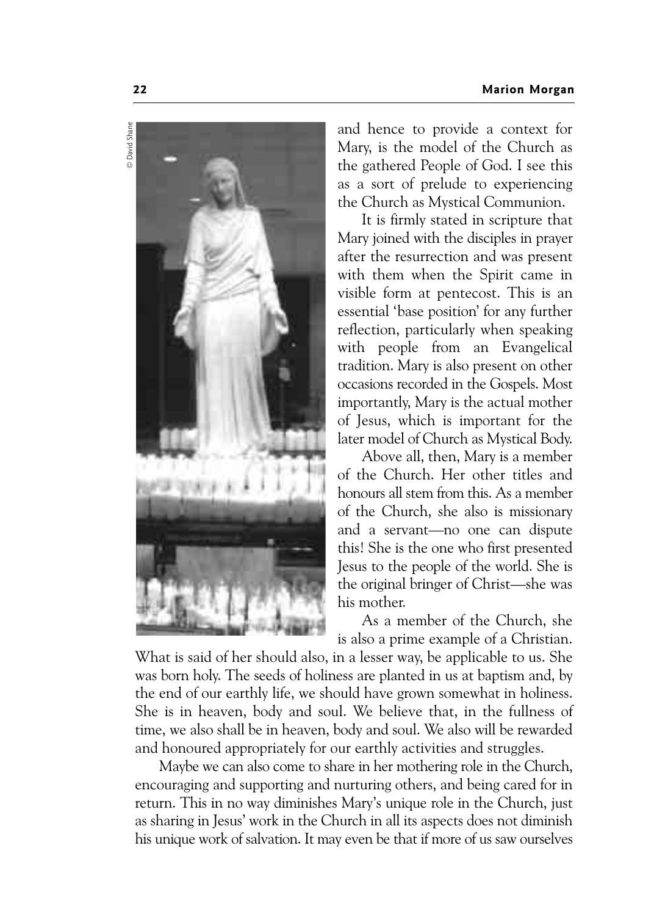and hence to provide a context for Mary, is the model of the Church as the gathered People of God. I see this as a sort of prelude to experiencing the Church as Mystical Communion.

It is firmly stated in scripture that Mary joined with the disciples in prayer after the resurrection and was present with them when the Spirit came in visible form at pentecost. This is an essential 'base position' for any further reflection, particularly when speaking with people from an Evangelical tradition. Mary is also present on other occasions recorded in the Gospels. Most importantly, Mary is the actual mother of Jesus, which is important for the later model of Church as Mystical Body.

Above all, then, Mary is a member of the Church. Her other titles and honours all stem from this. As a member of the Church, she also is missionary and a servant—no one can dispute this! She is the one who first presented Jesus to the people of the world. She is the original bringer of Christ—she was his mother.

As a member of the Church, she is also a prime example of a Christian. What is said of her should also, in a lesser way, be applicable to us. She was born holy. The seeds of holiness are planted in us at baptism and, by the end of our earthly life, we should have grown somewhat in holiness. She is in heaven, body and soul. We believe that, in the fullness of time, we also shall be in heaven, body and soul. We also will be rewarded and honoured appropriately for our earthly activities and struggles.

Maybe we can also come to share in her mothering role in the Church, encouraging and supporting and nurturing others, and being cared for in return. This in no way diminishes Mary's unique role in the Church, just as sharing in Jesus' work in the Church in all its aspects does not diminish his unique work of salvation. It may even be that if more of us saw ourselves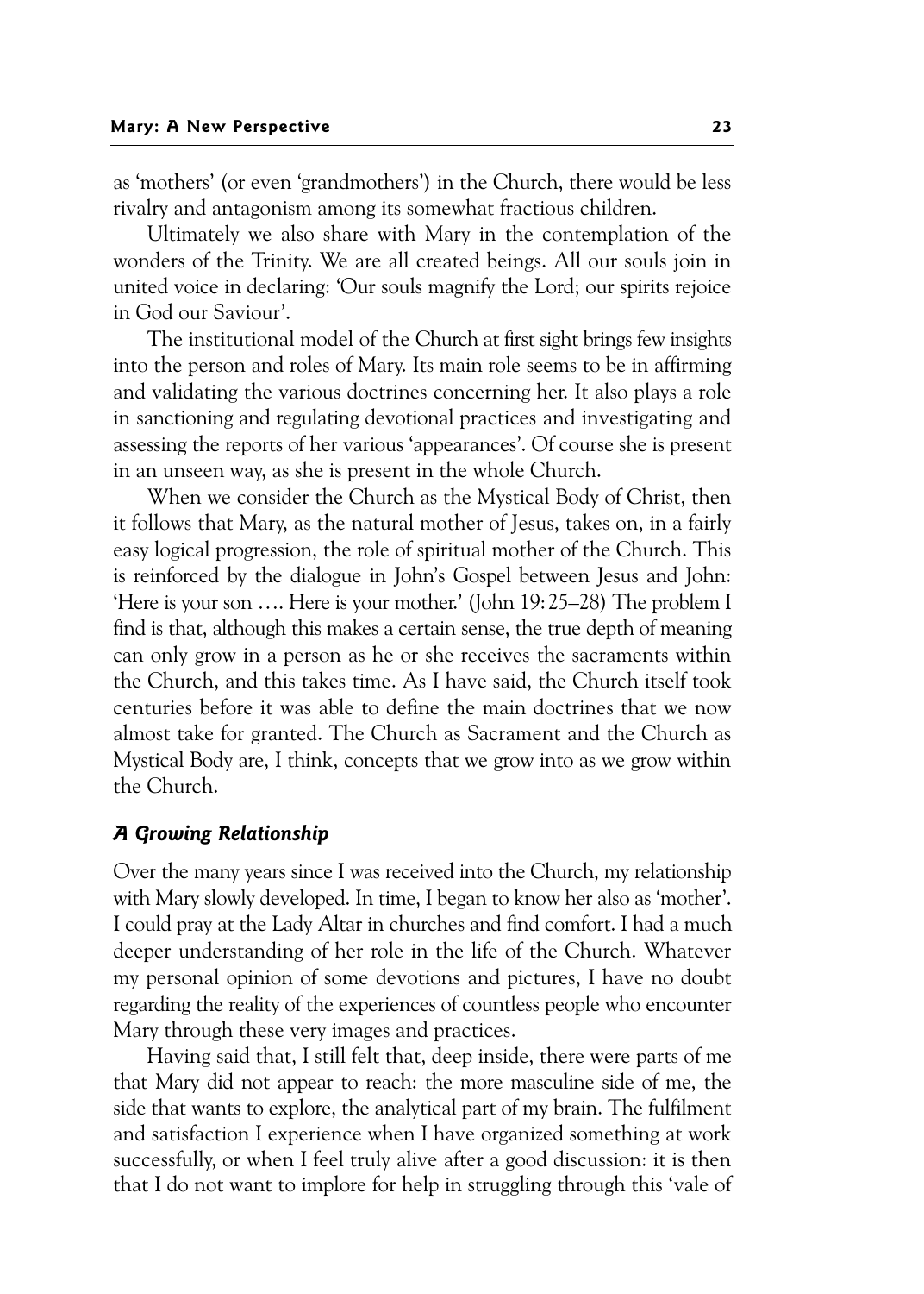as 'mothers' (or even 'grandmothers') in the Church, there would be less rivalry and antagonism among its somewhat fractious children.

Ultimately we also share with Mary in the contemplation of the wonders of the Trinity. We are all created beings. All our souls join in united voice in declaring: 'Our souls magnify the Lord; our spirits rejoice in God our Saviour'.

The institutional model of the Church at first sight brings few insights into the person and roles of Mary. Its main role seems to be in affirming and validating the various doctrines concerning her. It also plays a role in sanctioning and regulating devotional practices and investigating and assessing the reports of her various 'appearances'. Of course she is present in an unseen way, as she is present in the whole Church.

When we consider the Church as the Mystical Body of Christ, then it follows that Mary, as the natural mother of Jesus, takes on, in a fairly easy logical progression, the role of spiritual mother of the Church. This is reinforced by the dialogue in John's Gospel between Jesus and John: 'Here is your son …. Here is your mother.' (John 19: 25–28) The problem I find is that, although this makes a certain sense, the true depth of meaning can only grow in a person as he or she receives the sacraments within the Church, and this takes time. As I have said, the Church itself took centuries before it was able to define the main doctrines that we now almost take for granted. The Church as Sacrament and the Church as Mystical Body are, I think, concepts that we grow into as we grow within the Church.

### *A Growing Relationship*

Over the many years since I was received into the Church, my relationship with Mary slowly developed. In time, I began to know her also as 'mother'. I could pray at the Lady Altar in churches and find comfort. I had a much deeper understanding of her role in the life of the Church. Whatever my personal opinion of some devotions and pictures, I have no doubt regarding the reality of the experiences of countless people who encounter Mary through these very images and practices.

Having said that, I still felt that, deep inside, there were parts of me that Mary did not appear to reach: the more masculine side of me, the side that wants to explore, the analytical part of my brain. The fulfilment and satisfaction I experience when I have organized something at work successfully, or when I feel truly alive after a good discussion: it is then that I do not want to implore for help in struggling through this 'vale of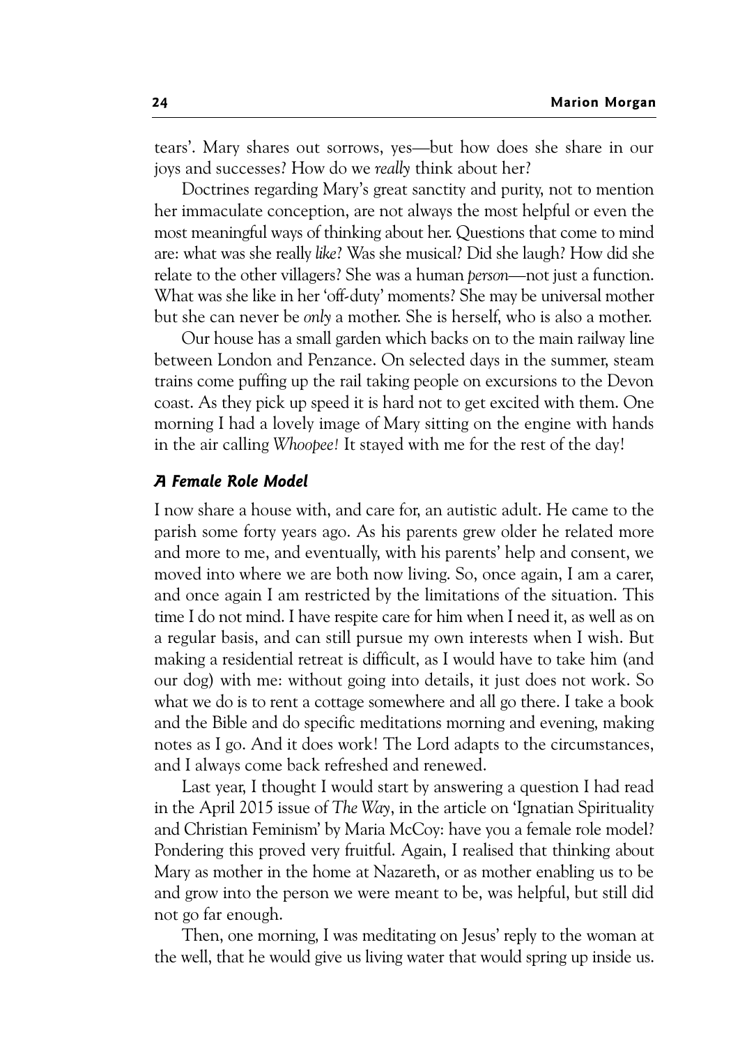tears'. Mary shares out sorrows, yes—but how does she share in our joys and successes? How do we *really* think about her?

Doctrines regarding Mary's great sanctity and purity, not to mention her immaculate conception, are not always the most helpful or even the most meaningful ways of thinking about her. Questions that come to mind are: what was she really *like*? Was she musical? Did she laugh? How did she relate to the other villagers? She was a human *person*—not just a function. What was she like in her 'off-duty' moments? She may be universal mother but she can never be *only* a mother. She is herself, who is also a mother.

Our house has a small garden which backs on to the main railway line between London and Penzance. On selected days in the summer, steam trains come puffing up the rail taking people on excursions to the Devon coast. As they pick up speed it is hard not to get excited with them. One morning I had a lovely image of Mary sitting on the engine with hands in the air calling *Whoopee!* It stayed with me for the rest of the day!

### *A Female Role Model*

I now share a house with, and care for, an autistic adult. He came to the parish some forty years ago. As his parents grew older he related more and more to me, and eventually, with his parents' help and consent, we moved into where we are both now living. So, once again, I am a carer, and once again I am restricted by the limitations of the situation. This time I do not mind. I have respite care for him when I need it, as well as on a regular basis, and can still pursue my own interests when I wish. But making a residential retreat is difficult, as I would have to take him (and our dog) with me: without going into details, it just does not work. So what we do is to rent a cottage somewhere and all go there. I take a book and the Bible and do specific meditations morning and evening, making notes as I go. And it does work! The Lord adapts to the circumstances, and I always come back refreshed and renewed.

Last year, I thought I would start by answering a question I had read in the April 2015 issue of *The Way*, in the article on 'Ignatian Spirituality and Christian Feminism' by Maria McCoy: have you a female role model? Pondering this proved very fruitful. Again, I realised that thinking about Mary as mother in the home at Nazareth, or as mother enabling us to be and grow into the person we were meant to be, was helpful, but still did not go far enough.

Then, one morning, I was meditating on Jesus' reply to the woman at the well, that he would give us living water that would spring up inside us.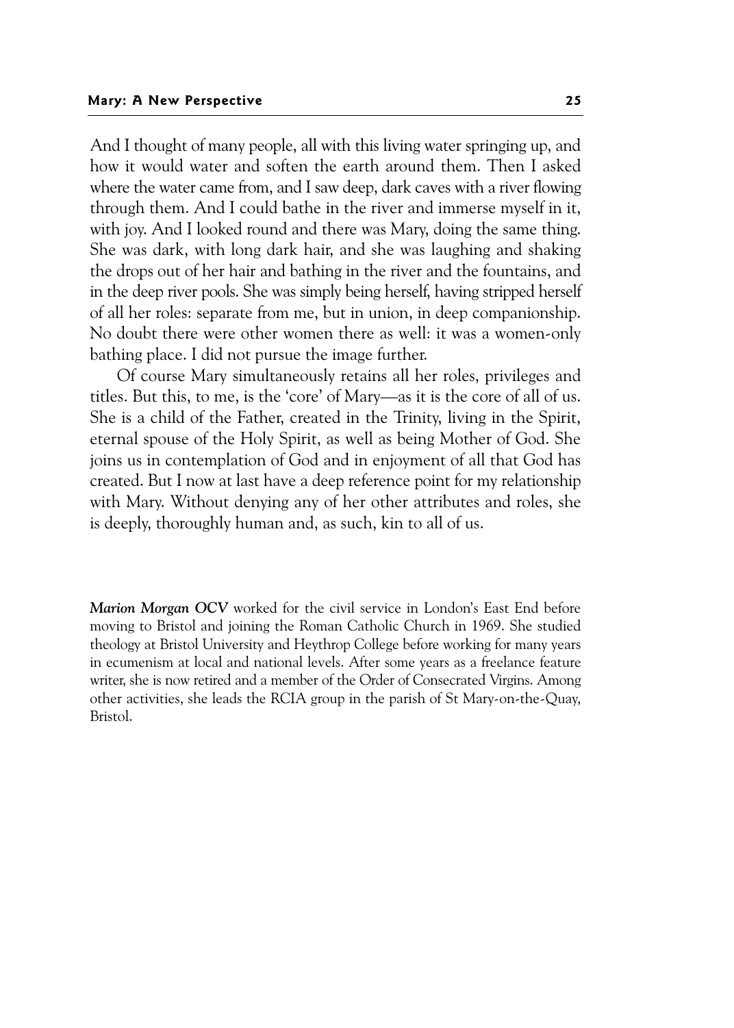And I thought of many people, all with this living water springing up, and how it would water and soften the earth around them. Then I asked where the water came from, and I saw deep, dark caves with a river flowing through them. And I could bathe in the river and immerse myself in it, with joy. And I looked round and there was Mary, doing the same thing. She was dark, with long dark hair, and she was laughing and shaking the drops out of her hair and bathing in the river and the fountains, and in the deep river pools. She was simply being herself, having stripped herself of all her roles: separate from me, but in union, in deep companionship. No doubt there were other women there as well: it was a women-only bathing place. I did not pursue the image further.

Of course Mary simultaneously retains all her roles, privileges and titles. But this, to me, is the 'core' of Mary—as it is the core of all of us. She is a child of the Father, created in the Trinity, living in the Spirit, eternal spouse of the Holy Spirit, as well as being Mother of God. She joins us in contemplation of God and in enjoyment of all that God has created. But I now at last have a deep reference point for my relationship with Mary. Without denying any of her other attributes and roles, she is deeply, thoroughly human and, as such, kin to all of us.

***Marion Morgan OCV*** worked for the civil service in London's East End before moving to Bristol and joining the Roman Catholic Church in 1969. She studied theology at Bristol University and Heythrop College before working for many years in ecumenism at local and national levels. After some years as a freelance feature writer, she is now retired and a member of the Order of Consecrated Virgins. Among other activities, she leads the RCIA group in the parish of St Mary-on-the-Quay, Bristol.